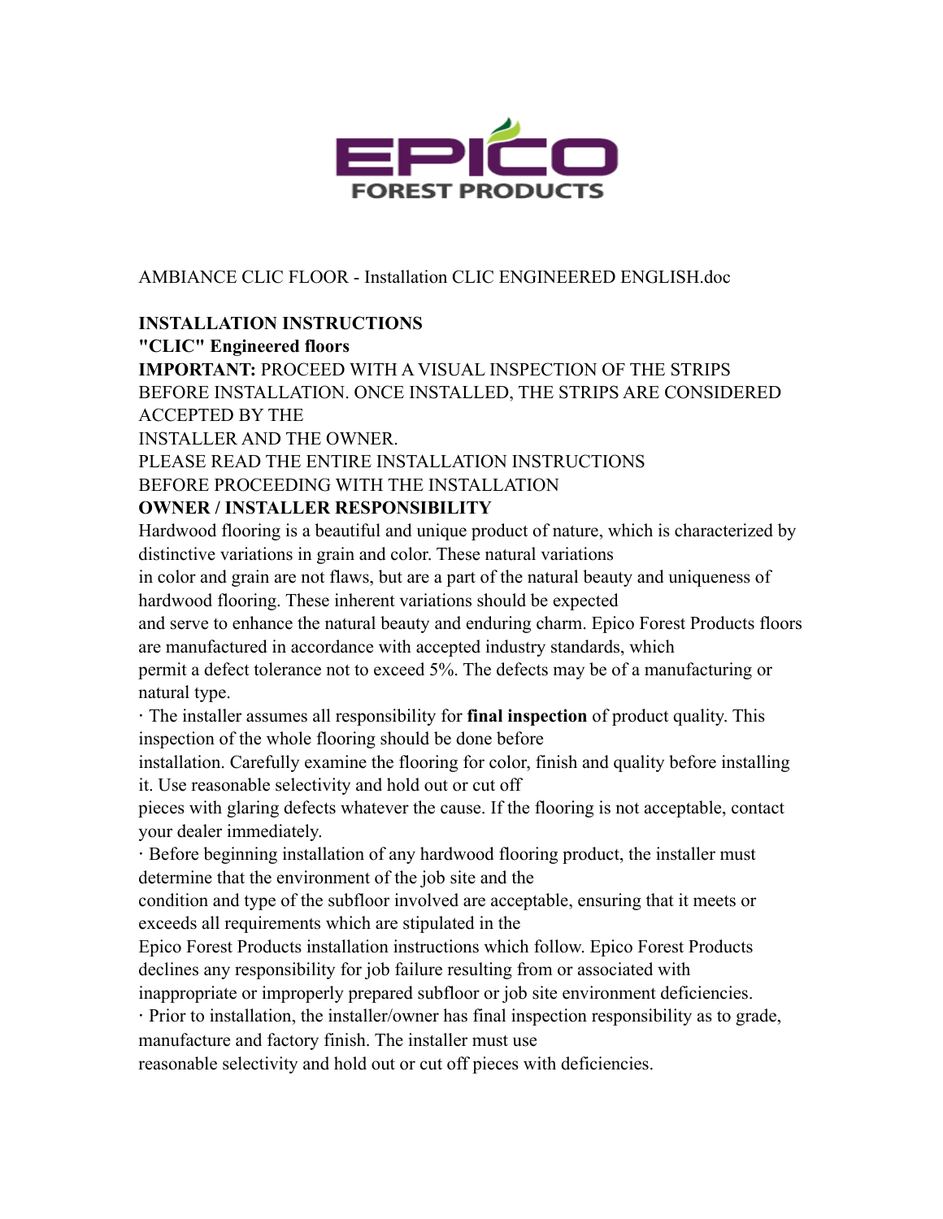AMBIANCE CLIC FLOOR - Installation CLIC ENGINEERED ENGLISH.doc

**INSTALLATION INSTRUCTIONS**

**"CLIC" Engineered floors**

**IMPORTANT:** PROCEED WITH A VISUAL INSPECTION OF THE STRIPS BEFORE INSTALLATION. ONCE INSTALLED, THE STRIPS ARE CONSIDERED ACCEPTED BY THE INSTALLER AND THE OWNER.

PLEASE READ THE ENTIRE INSTALLATION INSTRUCTIONS BEFORE PROCEEDING WITH THE INSTALLATION

**OWNER / INSTALLER RESPONSIBILITY**

Hardwood flooring is a beautiful and unique product of nature, which is characterized by distinctive variations in grain and color. These natural variations in color and grain are not flaws, but are a part of the natural beauty and uniqueness of hardwood flooring. These inherent variations should be expected and serve to enhance the natural beauty and enduring charm. Epico Forest Products floors are manufactured in accordance with accepted industry standards, which permit a defect tolerance not to exceed 5%. The defects may be of a manufacturing or natural type.

· The installer assumes all responsibility for **final inspection** of product quality. This inspection of the whole flooring should be done before installation. Carefully examine the flooring for color, finish and quality before installing it. Use reasonable selectivity and hold out or cut off pieces with glaring defects whatever the cause. If the flooring is not acceptable, contact your dealer immediately.

· Before beginning installation of any hardwood flooring product, the installer must determine that the environment of the job site and the condition and type of the subfloor involved are acceptable, ensuring that it meets or exceeds all requirements which are stipulated in the Epico Forest Products installation instructions which follow. Epico Forest Products declines any responsibility for job failure resulting from or associated with inappropriate or improperly prepared subfloor or job site environment deficiencies.

· Prior to installation, the installer/owner has final inspection responsibility as to grade, manufacture and factory finish. The installer must use reasonable selectivity and hold out or cut off pieces with deficiencies.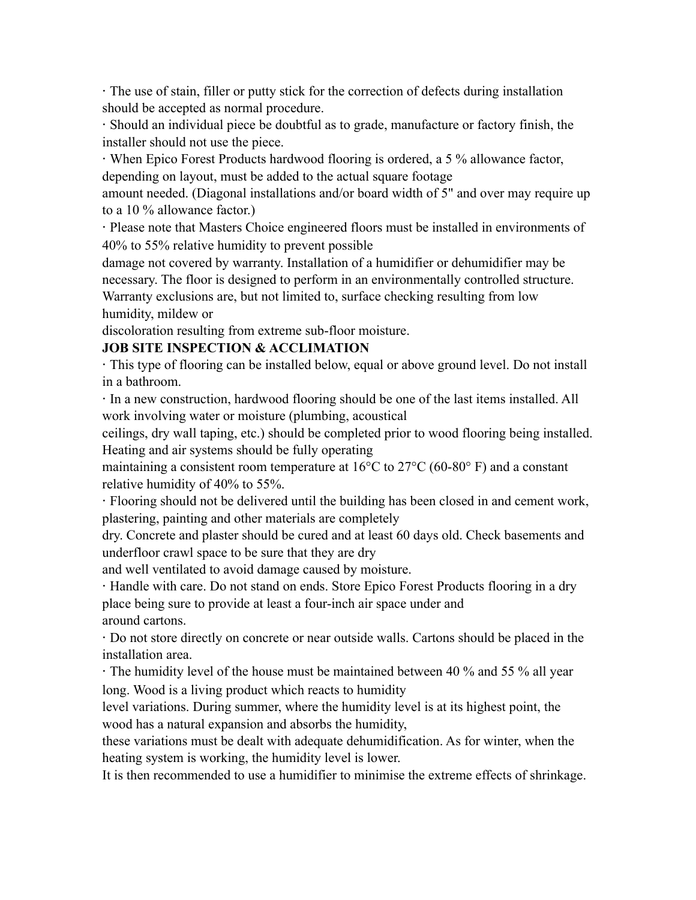· The use of stain, filler or putty stick for the correction of defects during installation should be accepted as normal procedure.

· Should an individual piece be doubtful as to grade, manufacture or factory finish, the installer should not use the piece.

· When Epico Forest Products hardwood flooring is ordered, a 5 % allowance factor, depending on layout, must be added to the actual square footage amount needed. (Diagonal installations and/or board width of 5" and over may require up to a 10 % allowance factor.)

· Please note that Masters Choice engineered floors must be installed in environments of 40% to 55% relative humidity to prevent possible damage not covered by warranty. Installation of a humidifier or dehumidifier may be necessary. The floor is designed to perform in an environmentally controlled structure. Warranty exclusions are, but not limited to, surface checking resulting from low humidity, mildew or discoloration resulting from extreme sub-floor moisture.

**JOB SITE INSPECTION & ACCLIMATION**

· This type of flooring can be installed below, equal or above ground level. Do not install in a bathroom.

· In a new construction, hardwood flooring should be one of the last items installed. All work involving water or moisture (plumbing, acoustical ceilings, dry wall taping, etc.) should be completed prior to wood flooring being installed. Heating and air systems should be fully operating maintaining a consistent room temperature at 16°C to 27°C (60-80° F) and a constant relative humidity of 40% to 55%.

· Flooring should not be delivered until the building has been closed in and cement work, plastering, painting and other materials are completely dry. Concrete and plaster should be cured and at least 60 days old. Check basements and underfloor crawl space to be sure that they are dry and well ventilated to avoid damage caused by moisture.

· Handle with care. Do not stand on ends. Store Epico Forest Products flooring in a dry place being sure to provide at least a four-inch air space under and around cartons.

· Do not store directly on concrete or near outside walls. Cartons should be placed in the installation area.

· The humidity level of the house must be maintained between 40 % and 55 % all year long. Wood is a living product which reacts to humidity level variations. During summer, where the humidity level is at its highest point, the wood has a natural expansion and absorbs the humidity, these variations must be dealt with adequate dehumidification. As for winter, when the heating system is working, the humidity level is lower.
It is then recommended to use a humidifier to minimise the extreme effects of shrinkage.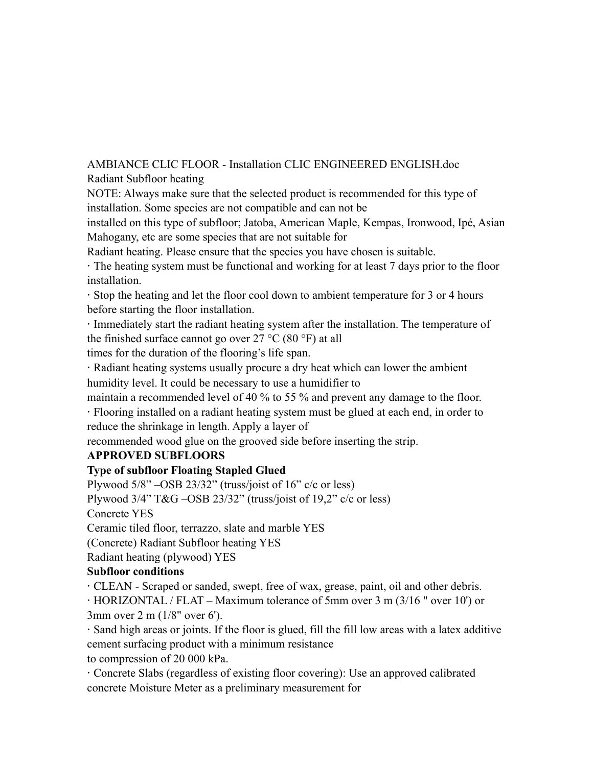AMBIANCE CLIC FLOOR - Installation CLIC ENGINEERED ENGLISH.doc

Radiant Subfloor heating

NOTE: Always make sure that the selected product is recommended for this type of installation. Some species are not compatible and can not be installed on this type of subfloor; Jatoba, American Maple, Kempas, Ironwood, Ipé, Asian Mahogany, etc are some species that are not suitable for Radiant heating. Please ensure that the species you have chosen is suitable.

· The heating system must be functional and working for at least 7 days prior to the floor installation.

· Stop the heating and let the floor cool down to ambient temperature for 3 or 4 hours before starting the floor installation.

· Immediately start the radiant heating system after the installation. The temperature of the finished surface cannot go over 27 °C (80 °F) at all times for the duration of the flooring's life span.

· Radiant heating systems usually procure a dry heat which can lower the ambient humidity level. It could be necessary to use a humidifier to maintain a recommended level of 40 % to 55 % and prevent any damage to the floor.

· Flooring installed on a radiant heating system must be glued at each end, in order to reduce the shrinkage in length. Apply a layer of recommended wood glue on the grooved side before inserting the strip.

**APPROVED SUBFLOORS**

**Type of subfloor Floating Stapled Glued**

Plywood 5/8" –OSB 23/32" (truss/joist of 16" c/c or less)

Plywood 3/4" T&G –OSB 23/32" (truss/joist of 19,2" c/c or less)

Concrete YES

Ceramic tiled floor, terrazzo, slate and marble YES

(Concrete) Radiant Subfloor heating YES

Radiant heating (plywood) YES

**Subfloor conditions**

· CLEAN - Scraped or sanded, swept, free of wax, grease, paint, oil and other debris.

· HORIZONTAL / FLAT – Maximum tolerance of 5mm over 3 m (3/16 " over 10') or 3mm over 2 m (1/8" over 6').

· Sand high areas or joints. If the floor is glued, fill the fill low areas with a latex additive cement surfacing product with a minimum resistance to compression of 20 000 kPa.

· Concrete Slabs (regardless of existing floor covering): Use an approved calibrated concrete Moisture Meter as a preliminary measurement for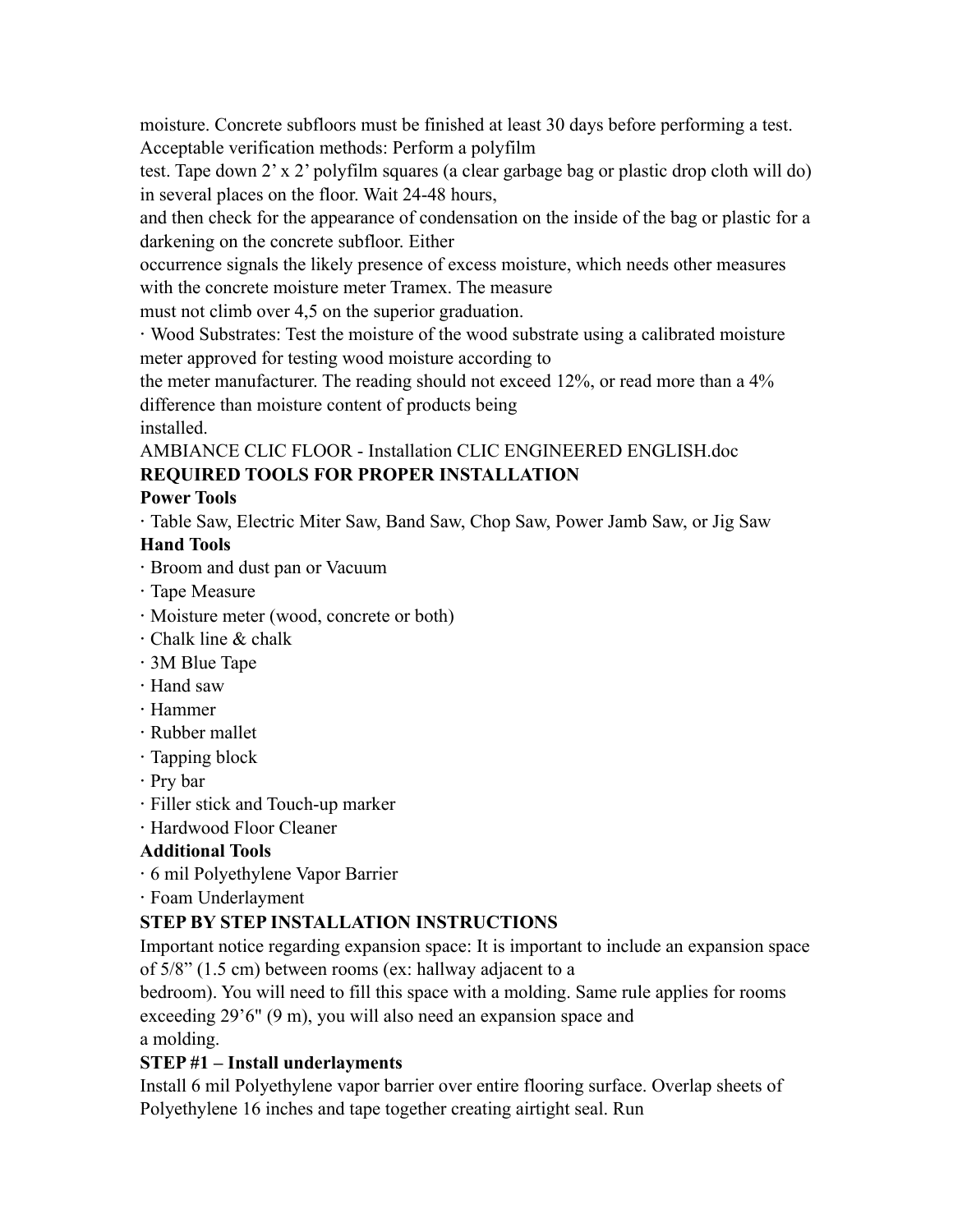moisture. Concrete subfloors must be finished at least 30 days before performing a test. Acceptable verification methods: Perform a polyfilm test. Tape down 2' x 2' polyfilm squares (a clear garbage bag or plastic drop cloth will do) in several places on the floor. Wait 24-48 hours, and then check for the appearance of condensation on the inside of the bag or plastic for a darkening on the concrete subfloor. Either occurrence signals the likely presence of excess moisture, which needs other measures with the concrete moisture meter Tramex. The measure must not climb over 4,5 on the superior graduation.

· Wood Substrates: Test the moisture of the wood substrate using a calibrated moisture meter approved for testing wood moisture according to the meter manufacturer. The reading should not exceed 12%, or read more than a 4% difference than moisture content of products being installed.

AMBIANCE CLIC FLOOR - Installation CLIC ENGINEERED ENGLISH.doc

**REQUIRED TOOLS FOR PROPER INSTALLATION**

**Power Tools**

· Table Saw, Electric Miter Saw, Band Saw, Chop Saw, Power Jamb Saw, or Jig Saw

**Hand Tools**

· Broom and dust pan or Vacuum
· Tape Measure
· Moisture meter (wood, concrete or both)
· Chalk line & chalk
· 3M Blue Tape
· Hand saw
· Hammer
· Rubber mallet
· Tapping block
· Pry bar
· Filler stick and Touch-up marker
· Hardwood Floor Cleaner

**Additional Tools**

· 6 mil Polyethylene Vapor Barrier
· Foam Underlayment

**STEP BY STEP INSTALLATION INSTRUCTIONS**

Important notice regarding expansion space: It is important to include an expansion space of 5/8" (1.5 cm) between rooms (ex: hallway adjacent to a bedroom). You will need to fill this space with a molding. Same rule applies for rooms exceeding 29'6" (9 m), you will also need an expansion space and a molding.

**STEP #1 – Install underlayments**

Install 6 mil Polyethylene vapor barrier over entire flooring surface. Overlap sheets of Polyethylene 16 inches and tape together creating airtight seal. Run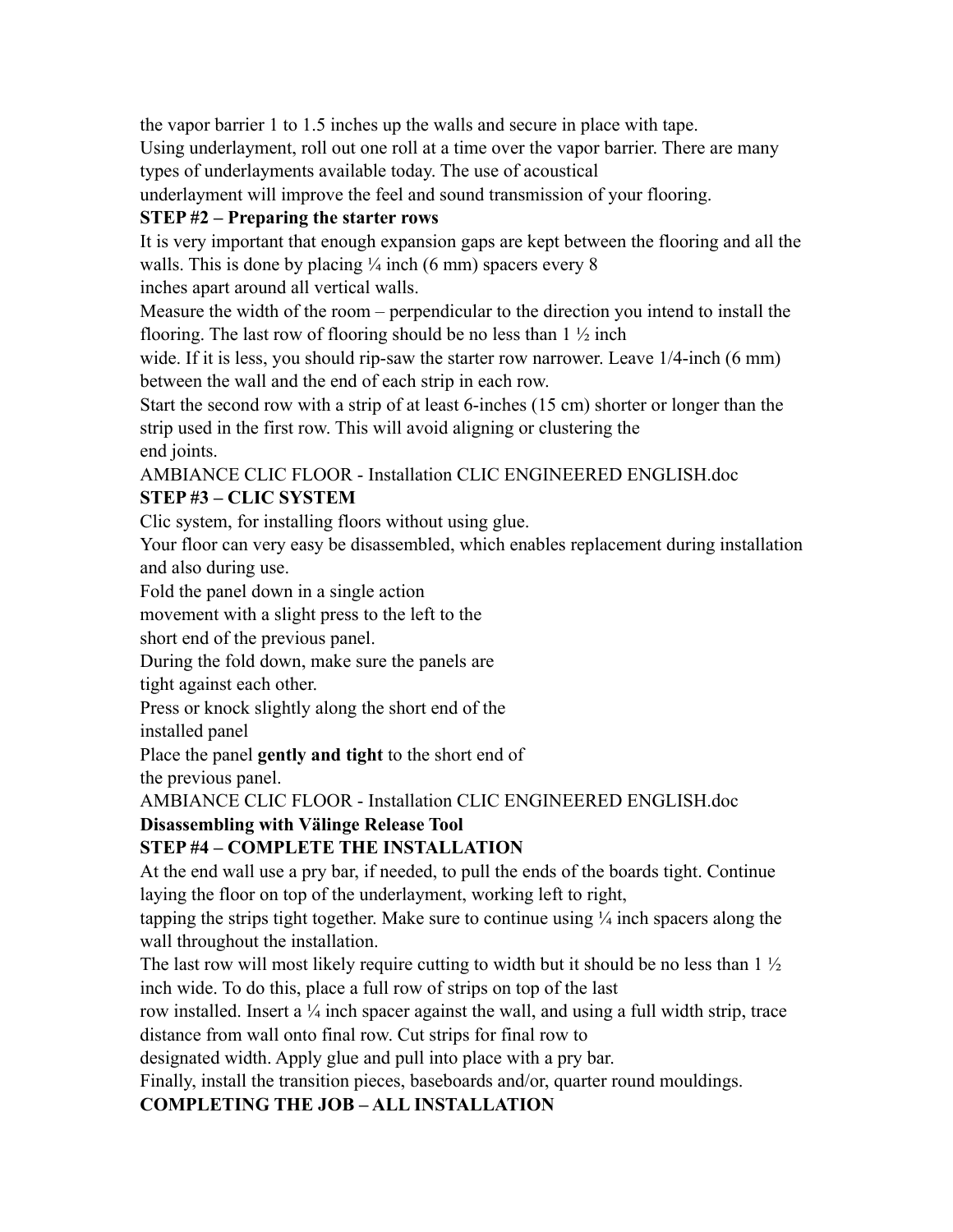the vapor barrier 1 to 1.5 inches up the walls and secure in place with tape.
Using underlayment, roll out one roll at a time over the vapor barrier. There are many types of underlayments available today. The use of acoustical underlayment will improve the feel and sound transmission of your flooring.

**STEP #2 – Preparing the starter rows**

It is very important that enough expansion gaps are kept between the flooring and all the walls. This is done by placing ¼ inch (6 mm) spacers every 8 inches apart around all vertical walls.

Measure the width of the room – perpendicular to the direction you intend to install the flooring. The last row of flooring should be no less than 1 ½ inch wide. If it is less, you should rip-saw the starter row narrower. Leave 1/4-inch (6 mm) between the wall and the end of each strip in each row.

Start the second row with a strip of at least 6-inches (15 cm) shorter or longer than the strip used in the first row. This will avoid aligning or clustering the end joints.

AMBIANCE CLIC FLOOR - Installation CLIC ENGINEERED ENGLISH.doc

**STEP #3 – CLIC SYSTEM**

Clic system, for installing floors without using glue.

Your floor can very easy be disassembled, which enables replacement during installation and also during use.

Fold the panel down in a single action movement with a slight press to the left to the short end of the previous panel.

During the fold down, make sure the panels are tight against each other.

Press or knock slightly along the short end of the installed panel

Place the panel **gently and tight** to the short end of the previous panel.

AMBIANCE CLIC FLOOR - Installation CLIC ENGINEERED ENGLISH.doc

**Disassembling with Välinge Release Tool**

**STEP #4 – COMPLETE THE INSTALLATION**

At the end wall use a pry bar, if needed, to pull the ends of the boards tight. Continue laying the floor on top of the underlayment, working left to right, tapping the strips tight together. Make sure to continue using ¼ inch spacers along the wall throughout the installation.

The last row will most likely require cutting to width but it should be no less than 1 ½ inch wide. To do this, place a full row of strips on top of the last row installed. Insert a ¼ inch spacer against the wall, and using a full width strip, trace distance from wall onto final row. Cut strips for final row to designated width. Apply glue and pull into place with a pry bar.

Finally, install the transition pieces, baseboards and/or, quarter round mouldings.

**COMPLETING THE JOB – ALL INSTALLATION**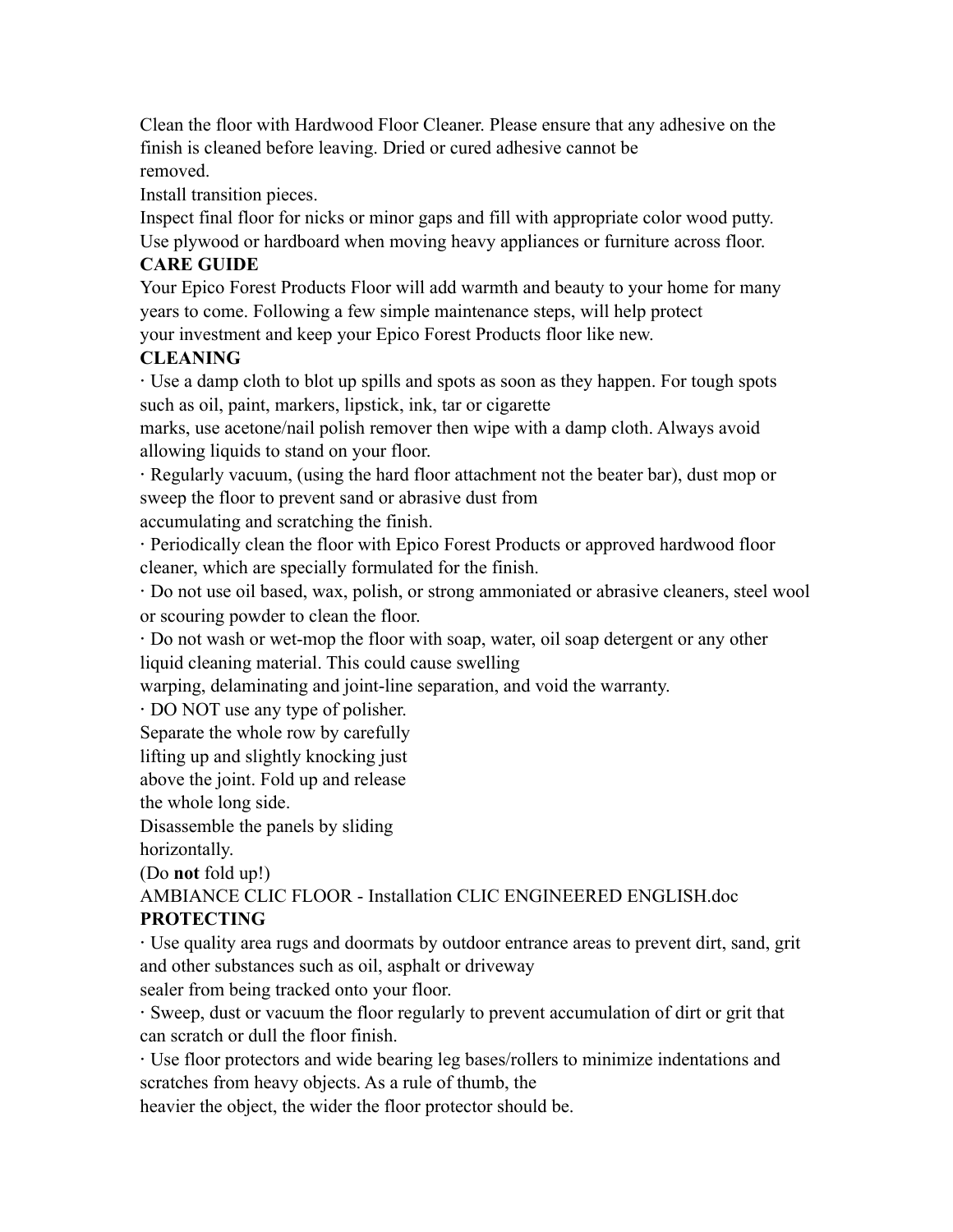Clean the floor with Hardwood Floor Cleaner. Please ensure that any adhesive on the finish is cleaned before leaving. Dried or cured adhesive cannot be removed.

Install transition pieces.

Inspect final floor for nicks or minor gaps and fill with appropriate color wood putty.

Use plywood or hardboard when moving heavy appliances or furniture across floor.

**CARE GUIDE**

Your Epico Forest Products Floor will add warmth and beauty to your home for many years to come. Following a few simple maintenance steps, will help protect your investment and keep your Epico Forest Products floor like new.

**CLEANING**

· Use a damp cloth to blot up spills and spots as soon as they happen. For tough spots such as oil, paint, markers, lipstick, ink, tar or cigarette marks, use acetone/nail polish remover then wipe with a damp cloth. Always avoid allowing liquids to stand on your floor.

· Regularly vacuum, (using the hard floor attachment not the beater bar), dust mop or sweep the floor to prevent sand or abrasive dust from accumulating and scratching the finish.

· Periodically clean the floor with Epico Forest Products or approved hardwood floor cleaner, which are specially formulated for the finish.

· Do not use oil based, wax, polish, or strong ammoniated or abrasive cleaners, steel wool or scouring powder to clean the floor.

· Do not wash or wet-mop the floor with soap, water, oil soap detergent or any other liquid cleaning material. This could cause swelling warping, delaminating and joint-line separation, and void the warranty.

· DO NOT use any type of polisher.

Separate the whole row by carefully lifting up and slightly knocking just above the joint. Fold up and release the whole long side.

Disassemble the panels by sliding horizontally.

(Do **not** fold up!)

AMBIANCE CLIC FLOOR - Installation CLIC ENGINEERED ENGLISH.doc

**PROTECTING**

· Use quality area rugs and doormats by outdoor entrance areas to prevent dirt, sand, grit and other substances such as oil, asphalt or driveway sealer from being tracked onto your floor.

· Sweep, dust or vacuum the floor regularly to prevent accumulation of dirt or grit that can scratch or dull the floor finish.

· Use floor protectors and wide bearing leg bases/rollers to minimize indentations and scratches from heavy objects. As a rule of thumb, the heavier the object, the wider the floor protector should be.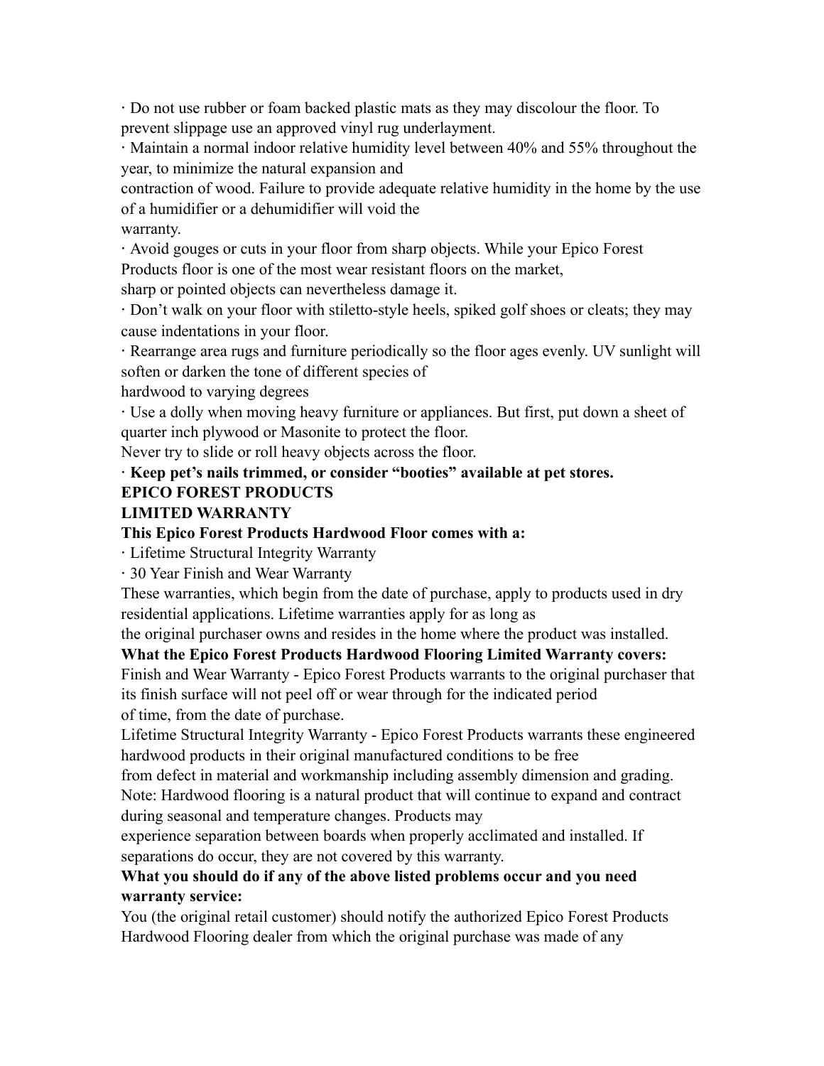- Do not use rubber or foam backed plastic mats as they may discolour the floor. To prevent slippage use an approved vinyl rug underlayment.
- Maintain a normal indoor relative humidity level between 40% and 55% throughout the year, to minimize the natural expansion and contraction of wood. Failure to provide adequate relative humidity in the home by the use of a humidifier or a dehumidifier will void the warranty.
- Avoid gouges or cuts in your floor from sharp objects. While your Epico Forest Products floor is one of the most wear resistant floors on the market, sharp or pointed objects can nevertheless damage it.
- Don't walk on your floor with stiletto-style heels, spiked golf shoes or cleats; they may cause indentations in your floor.
- Rearrange area rugs and furniture periodically so the floor ages evenly. UV sunlight will soften or darken the tone of different species of hardwood to varying degrees
- Use a dolly when moving heavy furniture or appliances. But first, put down a sheet of quarter inch plywood or Masonite to protect the floor. Never try to slide or roll heavy objects across the floor.
- **Keep pet's nails trimmed, or consider "booties" available at pet stores.**

**EPICO FOREST PRODUCTS**

**LIMITED WARRANTY**

**This Epico Forest Products Hardwood Floor comes with a:**

- Lifetime Structural Integrity Warranty
- 30 Year Finish and Wear Warranty

These warranties, which begin from the date of purchase, apply to products used in dry residential applications. Lifetime warranties apply for as long as the original purchaser owns and resides in the home where the product was installed.

**What the Epico Forest Products Hardwood Flooring Limited Warranty covers:**

Finish and Wear Warranty - Epico Forest Products warrants to the original purchaser that its finish surface will not peel off or wear through for the indicated period of time, from the date of purchase.

Lifetime Structural Integrity Warranty - Epico Forest Products warrants these engineered hardwood products in their original manufactured conditions to be free from defect in material and workmanship including assembly dimension and grading.

Note: Hardwood flooring is a natural product that will continue to expand and contract during seasonal and temperature changes. Products may experience separation between boards when properly acclimated and installed. If separations do occur, they are not covered by this warranty.

**What you should do if any of the above listed problems occur and you need warranty service:**

You (the original retail customer) should notify the authorized Epico Forest Products Hardwood Flooring dealer from which the original purchase was made of any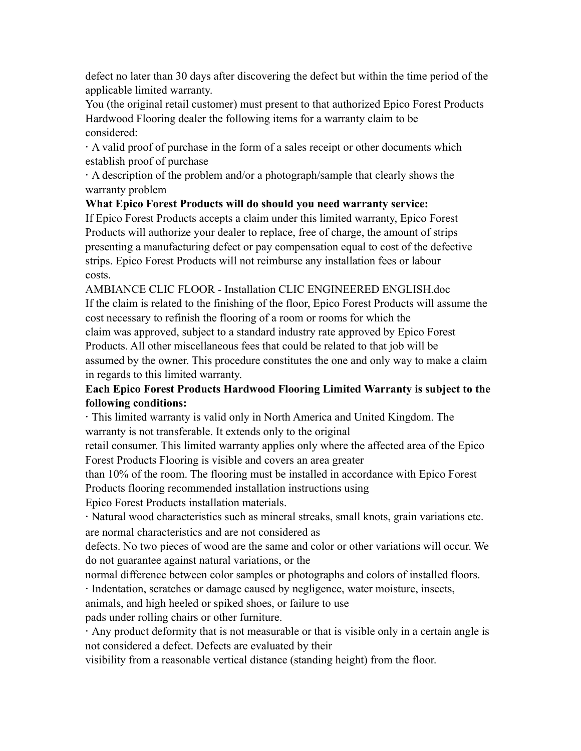defect no later than 30 days after discovering the defect but within the time period of the applicable limited warranty.

You (the original retail customer) must present to that authorized Epico Forest Products Hardwood Flooring dealer the following items for a warranty claim to be considered:

· A valid proof of purchase in the form of a sales receipt or other documents which establish proof of purchase

· A description of the problem and/or a photograph/sample that clearly shows the warranty problem

**What Epico Forest Products will do should you need warranty service:**

If Epico Forest Products accepts a claim under this limited warranty, Epico Forest Products will authorize your dealer to replace, free of charge, the amount of strips presenting a manufacturing defect or pay compensation equal to cost of the defective strips. Epico Forest Products will not reimburse any installation fees or labour costs.

AMBIANCE CLIC FLOOR - Installation CLIC ENGINEERED ENGLISH.doc

If the claim is related to the finishing of the floor, Epico Forest Products will assume the cost necessary to refinish the flooring of a room or rooms for which the claim was approved, subject to a standard industry rate approved by Epico Forest Products. All other miscellaneous fees that could be related to that job will be assumed by the owner. This procedure constitutes the one and only way to make a claim in regards to this limited warranty.

**Each Epico Forest Products Hardwood Flooring Limited Warranty is subject to the following conditions:**

· This limited warranty is valid only in North America and United Kingdom. The warranty is not transferable. It extends only to the original retail consumer. This limited warranty applies only where the affected area of the Epico Forest Products Flooring is visible and covers an area greater than 10% of the room. The flooring must be installed in accordance with Epico Forest Products flooring recommended installation instructions using Epico Forest Products installation materials.

· Natural wood characteristics such as mineral streaks, small knots, grain variations etc. are normal characteristics and are not considered as defects. No two pieces of wood are the same and color or other variations will occur. We do not guarantee against natural variations, or the normal difference between color samples or photographs and colors of installed floors.

· Indentation, scratches or damage caused by negligence, water moisture, insects, animals, and high heeled or spiked shoes, or failure to use pads under rolling chairs or other furniture.

· Any product deformity that is not measurable or that is visible only in a certain angle is not considered a defect. Defects are evaluated by their visibility from a reasonable vertical distance (standing height) from the floor.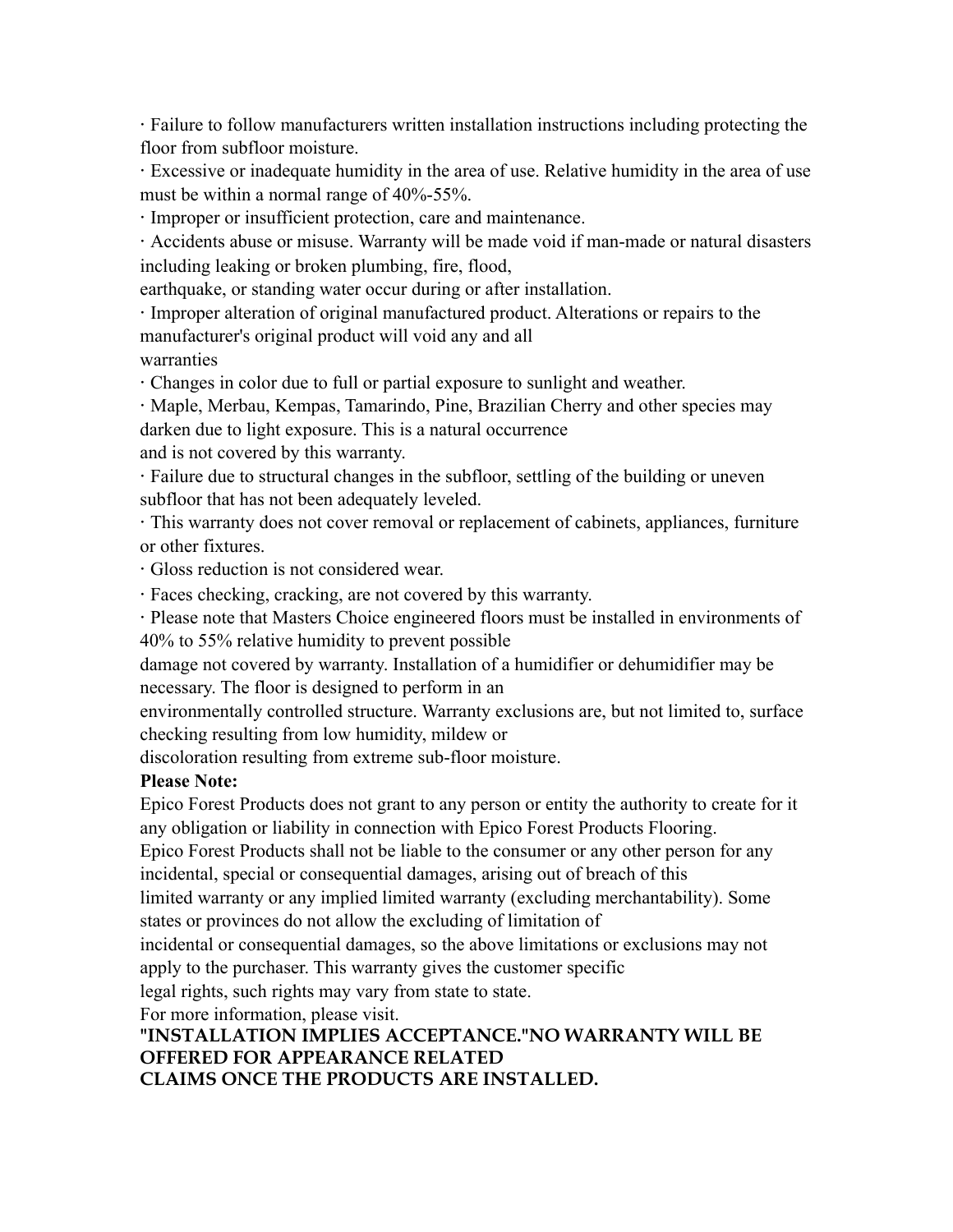· Failure to follow manufacturers written installation instructions including protecting the floor from subfloor moisture.

· Excessive or inadequate humidity in the area of use. Relative humidity in the area of use must be within a normal range of 40%-55%.

· Improper or insufficient protection, care and maintenance.

· Accidents abuse or misuse. Warranty will be made void if man-made or natural disasters including leaking or broken plumbing, fire, flood, earthquake, or standing water occur during or after installation.

· Improper alteration of original manufactured product. Alterations or repairs to the manufacturer's original product will void any and all warranties

· Changes in color due to full or partial exposure to sunlight and weather.

· Maple, Merbau, Kempas, Tamarindo, Pine, Brazilian Cherry and other species may darken due to light exposure. This is a natural occurrence and is not covered by this warranty.

· Failure due to structural changes in the subfloor, settling of the building or uneven subfloor that has not been adequately leveled.

· This warranty does not cover removal or replacement of cabinets, appliances, furniture or other fixtures.

· Gloss reduction is not considered wear.

· Faces checking, cracking, are not covered by this warranty.

· Please note that Masters Choice engineered floors must be installed in environments of 40% to 55% relative humidity to prevent possible damage not covered by warranty. Installation of a humidifier or dehumidifier may be necessary. The floor is designed to perform in an environmentally controlled structure. Warranty exclusions are, but not limited to, surface checking resulting from low humidity, mildew or discoloration resulting from extreme sub-floor moisture.

**Please Note:**

Epico Forest Products does not grant to any person or entity the authority to create for it any obligation or liability in connection with Epico Forest Products Flooring.
Epico Forest Products shall not be liable to the consumer or any other person for any incidental, special or consequential damages, arising out of breach of this limited warranty or any implied limited warranty (excluding merchantability). Some states or provinces do not allow the excluding of limitation of incidental or consequential damages, so the above limitations or exclusions may not apply to the purchaser. This warranty gives the customer specific legal rights, such rights may vary from state to state.
For more information, please visit.

**"INSTALLATION IMPLIES ACCEPTANCE."NO WARRANTY WILL BE OFFERED FOR APPEARANCE RELATED CLAIMS ONCE THE PRODUCTS ARE INSTALLED.**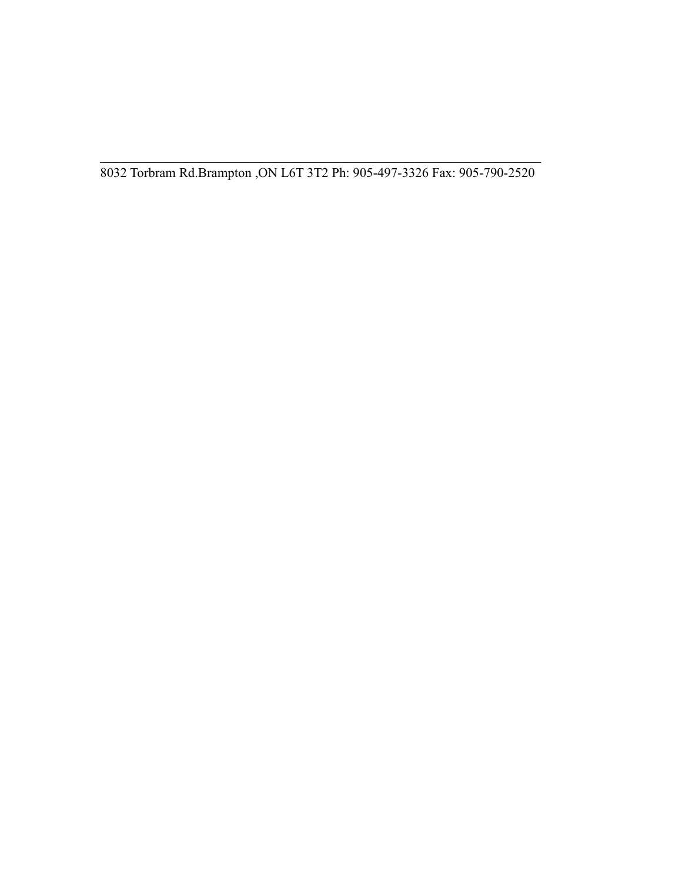8032 Torbram Rd.Brampton ,ON L6T 3T2 Ph: 905-497-3326 Fax: 905-790-2520